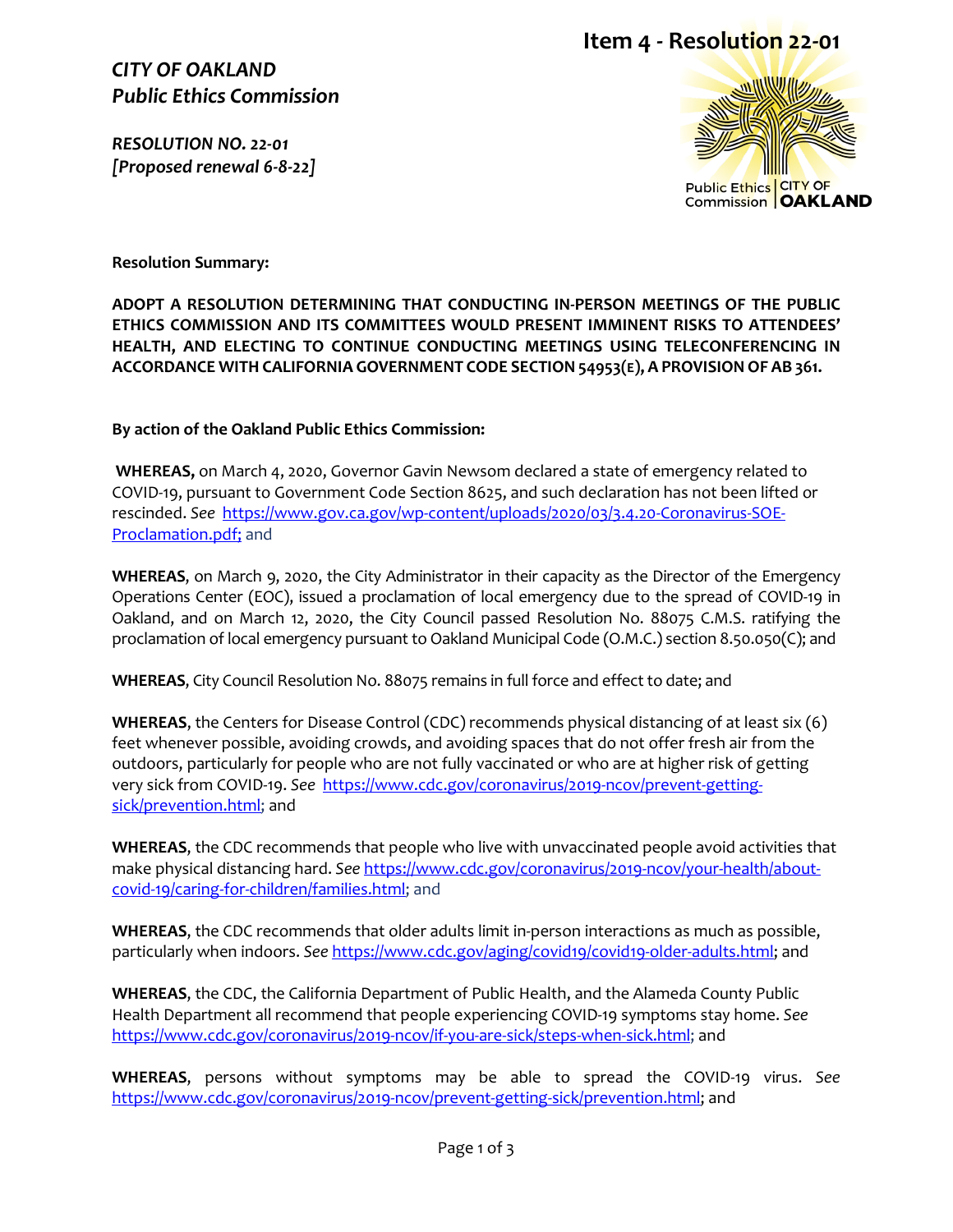# Item 4 - Resolution 22-01

***CITY OF OAKLAND***
***Public Ethics Commission***

***RESOLUTION NO. 22-01***
***[Proposed renewal 6-8-22]***

Public Ethics Commission | CITY OF OAKLAND

**Resolution Summary:**

**ADOPT A RESOLUTION DETERMINING THAT CONDUCTING IN-PERSON MEETINGS OF THE PUBLIC ETHICS COMMISSION AND ITS COMMITTEES WOULD PRESENT IMMINENT RISKS TO ATTENDEES' HEALTH, AND ELECTING TO CONTINUE CONDUCTING MEETINGS USING TELECONFERENCING IN ACCORDANCE WITH CALIFORNIA GOVERNMENT CODE SECTION 54953(E), A PROVISION OF AB 361.**

**By action of the Oakland Public Ethics Commission:**

**WHEREAS,** on March 4, 2020, Governor Gavin Newsom declared a state of emergency related to COVID-19, pursuant to Government Code Section 8625, and such declaration has not been lifted or rescinded. *See* https://www.gov.ca.gov/wp-content/uploads/2020/03/3.4.20-Coronavirus-SOE-Proclamation.pdf; and

**WHEREAS**, on March 9, 2020, the City Administrator in their capacity as the Director of the Emergency Operations Center (EOC), issued a proclamation of local emergency due to the spread of COVID-19 in Oakland, and on March 12, 2020, the City Council passed Resolution No. 88075 C.M.S. ratifying the proclamation of local emergency pursuant to Oakland Municipal Code (O.M.C.) section 8.50.050(C); and

**WHEREAS**, City Council Resolution No. 88075 remains in full force and effect to date; and

**WHEREAS**, the Centers for Disease Control (CDC) recommends physical distancing of at least six (6) feet whenever possible, avoiding crowds, and avoiding spaces that do not offer fresh air from the outdoors, particularly for people who are not fully vaccinated or who are at higher risk of getting very sick from COVID-19. *See* https://www.cdc.gov/coronavirus/2019-ncov/prevent-getting-sick/prevention.html; and

**WHEREAS**, the CDC recommends that people who live with unvaccinated people avoid activities that make physical distancing hard. *See* https://www.cdc.gov/coronavirus/2019-ncov/your-health/about-covid-19/caring-for-children/families.html; and

**WHEREAS**, the CDC recommends that older adults limit in-person interactions as much as possible, particularly when indoors. *See* https://www.cdc.gov/aging/covid19/covid19-older-adults.html; and

**WHEREAS**, the CDC, the California Department of Public Health, and the Alameda County Public Health Department all recommend that people experiencing COVID-19 symptoms stay home. *See* https://www.cdc.gov/coronavirus/2019-ncov/if-you-are-sick/steps-when-sick.html; and

**WHEREAS**, persons without symptoms may be able to spread the COVID-19 virus. *See* https://www.cdc.gov/coronavirus/2019-ncov/prevent-getting-sick/prevention.html; and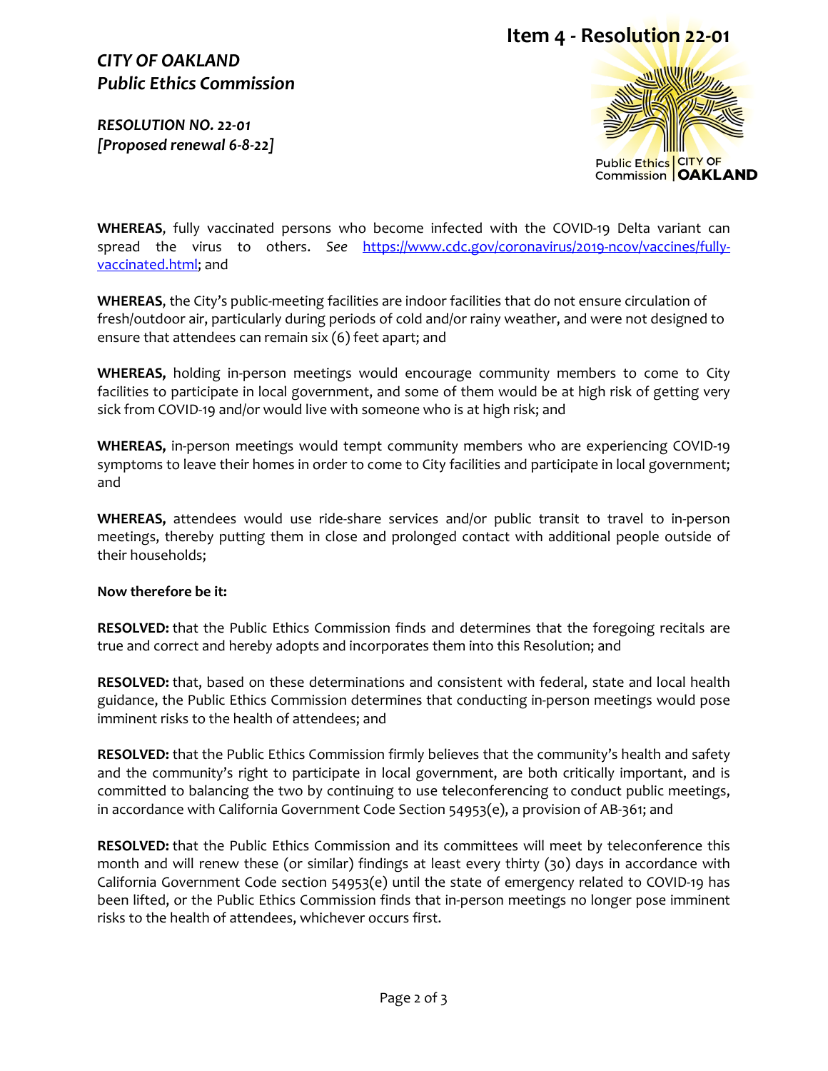**Item 4 - Resolution 22-01**

***CITY OF OAKLAND***
***Public Ethics Commission***

***RESOLUTION NO. 22-01***
***[Proposed renewal 6-8-22]***

**WHEREAS**, fully vaccinated persons who become infected with the COVID-19 Delta variant can spread the virus to others. *See* https://www.cdc.gov/coronavirus/2019-ncov/vaccines/fully-vaccinated.html; and

**WHEREAS**, the City's public-meeting facilities are indoor facilities that do not ensure circulation of fresh/outdoor air, particularly during periods of cold and/or rainy weather, and were not designed to ensure that attendees can remain six (6) feet apart; and

**WHEREAS,** holding in-person meetings would encourage community members to come to City facilities to participate in local government, and some of them would be at high risk of getting very sick from COVID-19 and/or would live with someone who is at high risk; and

**WHEREAS,** in-person meetings would tempt community members who are experiencing COVID-19 symptoms to leave their homes in order to come to City facilities and participate in local government; and

**WHEREAS,** attendees would use ride-share services and/or public transit to travel to in-person meetings, thereby putting them in close and prolonged contact with additional people outside of their households;

**Now therefore be it:**

**RESOLVED:** that the Public Ethics Commission finds and determines that the foregoing recitals are true and correct and hereby adopts and incorporates them into this Resolution; and

**RESOLVED:** that, based on these determinations and consistent with federal, state and local health guidance, the Public Ethics Commission determines that conducting in-person meetings would pose imminent risks to the health of attendees; and

**RESOLVED:** that the Public Ethics Commission firmly believes that the community's health and safety and the community's right to participate in local government, are both critically important, and is committed to balancing the two by continuing to use teleconferencing to conduct public meetings, in accordance with California Government Code Section 54953(e), a provision of AB-361; and

**RESOLVED:** that the Public Ethics Commission and its committees will meet by teleconference this month and will renew these (or similar) findings at least every thirty (30) days in accordance with California Government Code section 54953(e) until the state of emergency related to COVID-19 has been lifted, or the Public Ethics Commission finds that in-person meetings no longer pose imminent risks to the health of attendees, whichever occurs first.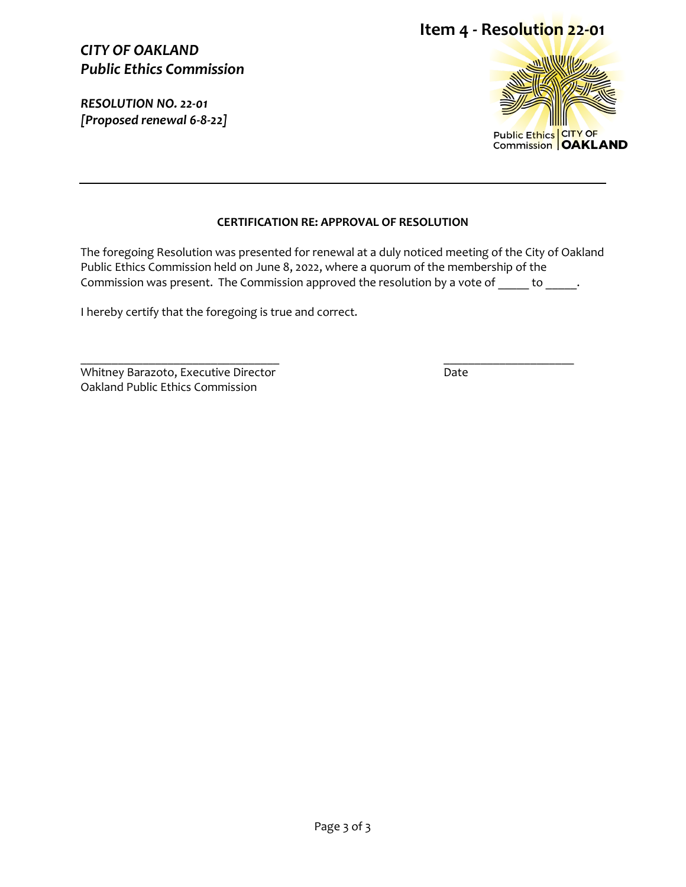Item 4 - Resolution 22-01

***CITY OF OAKLAND***
***Public Ethics Commission***

***RESOLUTION NO. 22-01***
***[Proposed renewal 6-8-22]***

Public Ethics Commission | CITY OF OAKLAND

---

**CERTIFICATION RE: APPROVAL OF RESOLUTION**

The foregoing Resolution was presented for renewal at a duly noticed meeting of the City of Oakland Public Ethics Commission held on June 8, 2022, where a quorum of the membership of the Commission was present. The Commission approved the resolution by a vote of _____ to _____.

I hereby certify that the foregoing is true and correct.

________________________________
Whitney Barazoto, Executive Director
Oakland Public Ethics Commission

_____________________
Date